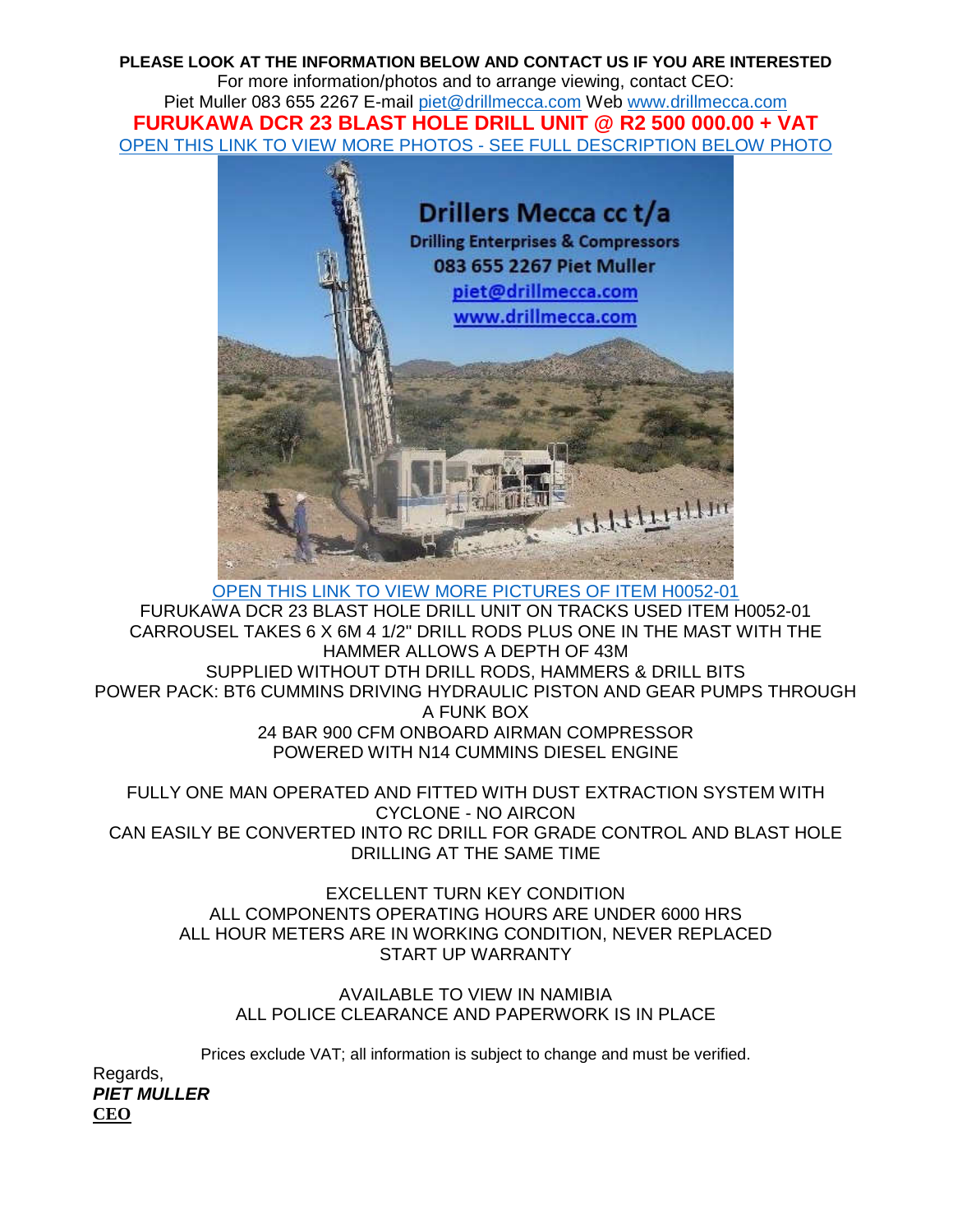**PLEASE LOOK AT THE INFORMATION BELOW AND CONTACT US IF YOU ARE INTERESTED**

For more information/photos and to arrange viewing, contact CEO:

Piet Muller 083 655 2267 E-mail piet@drillmecca.com Web www.drillmecca.com

**FURUKAWA DCR 23 BLAST HOLE DRILL UNIT @ R2 500 000.00 + VAT**

OPEN THIS LINK TO VIEW MORE PHOTOS - SEE FULL DESCRIPTION BELOW PHOTO

OPEN THIS LINK TO VIEW MORE PICTURES OF ITEM H0052-01

FURUKAWA DCR 23 BLAST HOLE DRILL UNIT ON TRACKS USED ITEM H0052-01

CARROUSEL TAKES 6 X 6M 4 1/2" DRILL RODS PLUS ONE IN THE MAST WITH THE HAMMER ALLOWS A DEPTH OF 43M

SUPPLIED WITHOUT DTH DRILL RODS, HAMMERS & DRILL BITS

POWER PACK: BT6 CUMMINS DRIVING HYDRAULIC PISTON AND GEAR PUMPS THROUGH A FUNK BOX

24 BAR 900 CFM ONBOARD AIRMAN COMPRESSOR

POWERED WITH N14 CUMMINS DIESEL ENGINE

FULLY ONE MAN OPERATED AND FITTED WITH DUST EXTRACTION SYSTEM WITH CYCLONE - NO AIRCON

CAN EASILY BE CONVERTED INTO RC DRILL FOR GRADE CONTROL AND BLAST HOLE DRILLING AT THE SAME TIME

EXCELLENT TURN KEY CONDITION

ALL COMPONENTS OPERATING HOURS ARE UNDER 6000 HRS

ALL HOUR METERS ARE IN WORKING CONDITION, NEVER REPLACED

START UP WARRANTY

AVAILABLE TO VIEW IN NAMIBIA

ALL POLICE CLEARANCE AND PAPERWORK IS IN PLACE

Prices exclude VAT; all information is subject to change and must be verified.

Regards,

***PIET MULLER***

**CEO**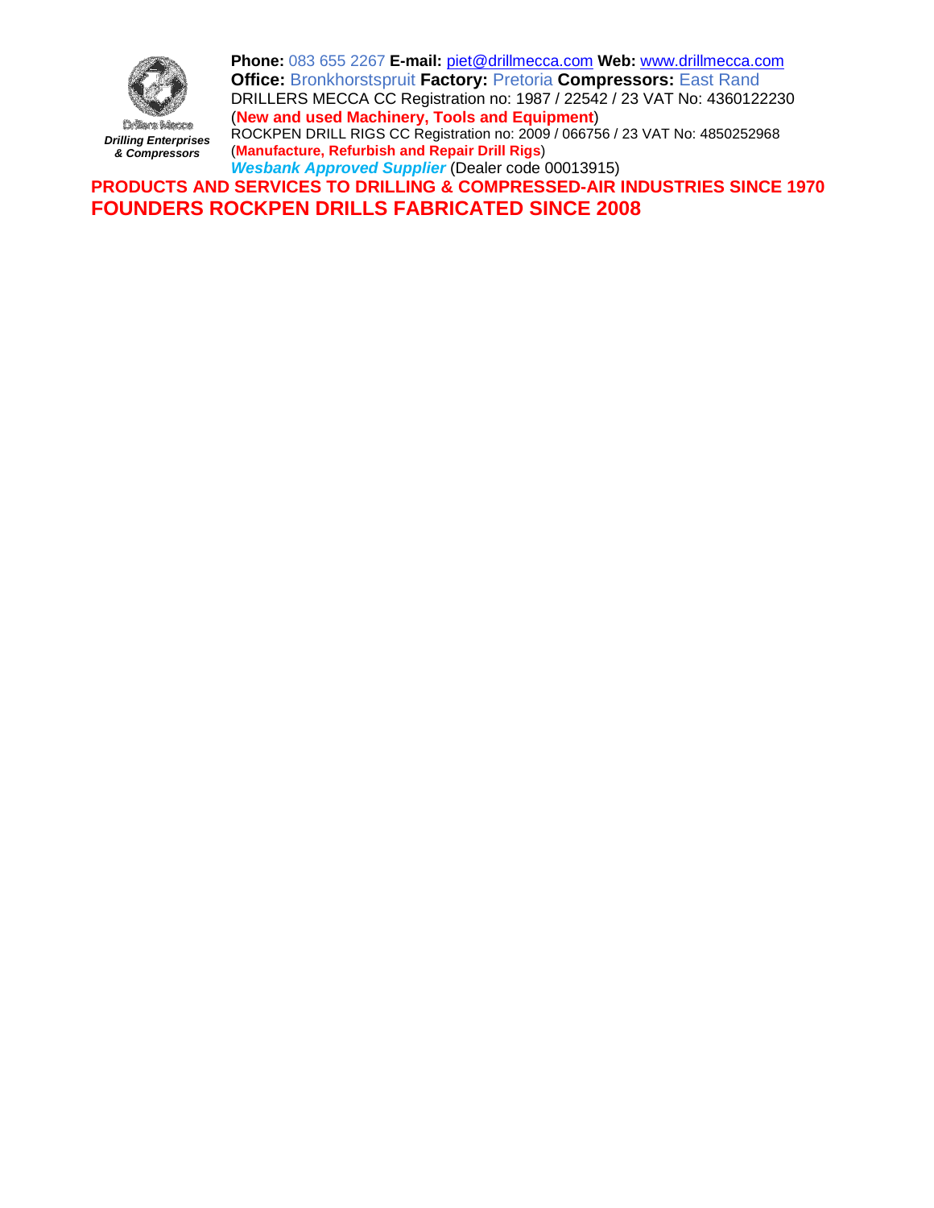*Drilling Enterprises & Compressors*

**Phone:** 083 655 2267 **E-mail:** piet@drillmecca.com **Web:** www.drillmecca.com
**Office:** Bronkhorstspruit **Factory:** Pretoria **Compressors:** East Rand
DRILLERS MECCA CC Registration no: 1987 / 22542 / 23 VAT No: 4360122230
(**New and used Machinery, Tools and Equipment**)
ROCKPEN DRILL RIGS CC Registration no: 2009 / 066756 / 23 VAT No: 4850252968
(**Manufacture, Refurbish and Repair Drill Rigs**)
***Wesbank Approved Supplier*** (Dealer code 00013915)

**PRODUCTS AND SERVICES TO DRILLING & COMPRESSED-AIR INDUSTRIES SINCE 1970**
**FOUNDERS ROCKPEN DRILLS FABRICATED SINCE 2008**